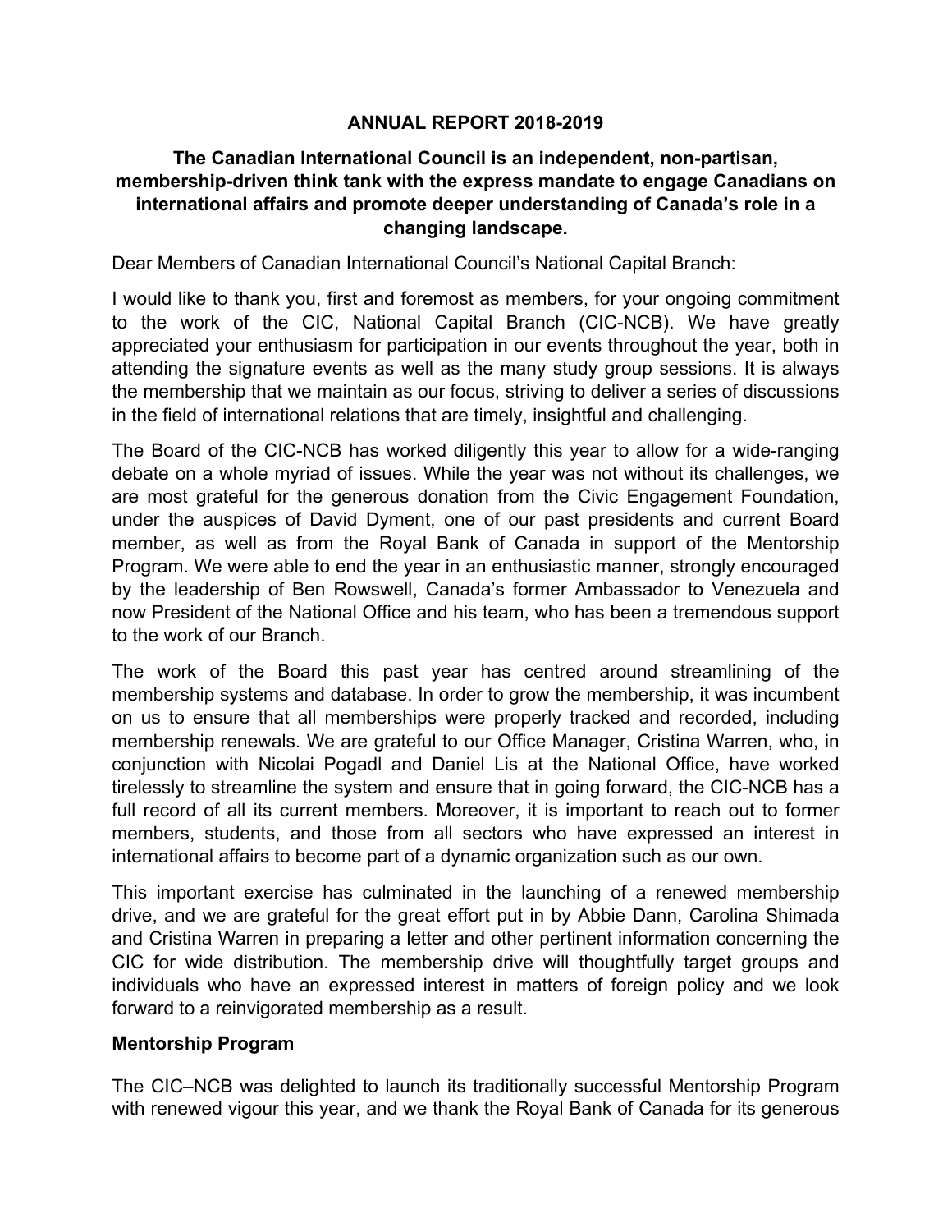# ANNUAL REPORT 2018-2019

**The Canadian International Council is an independent, non-partisan, membership-driven think tank with the express mandate to engage Canadians on international affairs and promote deeper understanding of Canada's role in a changing landscape.**

Dear Members of Canadian International Council's National Capital Branch:

I would like to thank you, first and foremost as members, for your ongoing commitment to the work of the CIC, National Capital Branch (CIC-NCB). We have greatly appreciated your enthusiasm for participation in our events throughout the year, both in attending the signature events as well as the many study group sessions. It is always the membership that we maintain as our focus, striving to deliver a series of discussions in the field of international relations that are timely, insightful and challenging.

The Board of the CIC-NCB has worked diligently this year to allow for a wide-ranging debate on a whole myriad of issues. While the year was not without its challenges, we are most grateful for the generous donation from the Civic Engagement Foundation, under the auspices of David Dyment, one of our past presidents and current Board member, as well as from the Royal Bank of Canada in support of the Mentorship Program. We were able to end the year in an enthusiastic manner, strongly encouraged by the leadership of Ben Rowswell, Canada's former Ambassador to Venezuela and now President of the National Office and his team, who has been a tremendous support to the work of our Branch.

The work of the Board this past year has centred around streamlining of the membership systems and database. In order to grow the membership, it was incumbent on us to ensure that all memberships were properly tracked and recorded, including membership renewals. We are grateful to our Office Manager, Cristina Warren, who, in conjunction with Nicolai Pogadl and Daniel Lis at the National Office, have worked tirelessly to streamline the system and ensure that in going forward, the CIC-NCB has a full record of all its current members. Moreover, it is important to reach out to former members, students, and those from all sectors who have expressed an interest in international affairs to become part of a dynamic organization such as our own.

This important exercise has culminated in the launching of a renewed membership drive, and we are grateful for the great effort put in by Abbie Dann, Carolina Shimada and Cristina Warren in preparing a letter and other pertinent information concerning the CIC for wide distribution. The membership drive will thoughtfully target groups and individuals who have an expressed interest in matters of foreign policy and we look forward to a reinvigorated membership as a result.

## Mentorship Program

The CIC–NCB was delighted to launch its traditionally successful Mentorship Program with renewed vigour this year, and we thank the Royal Bank of Canada for its generous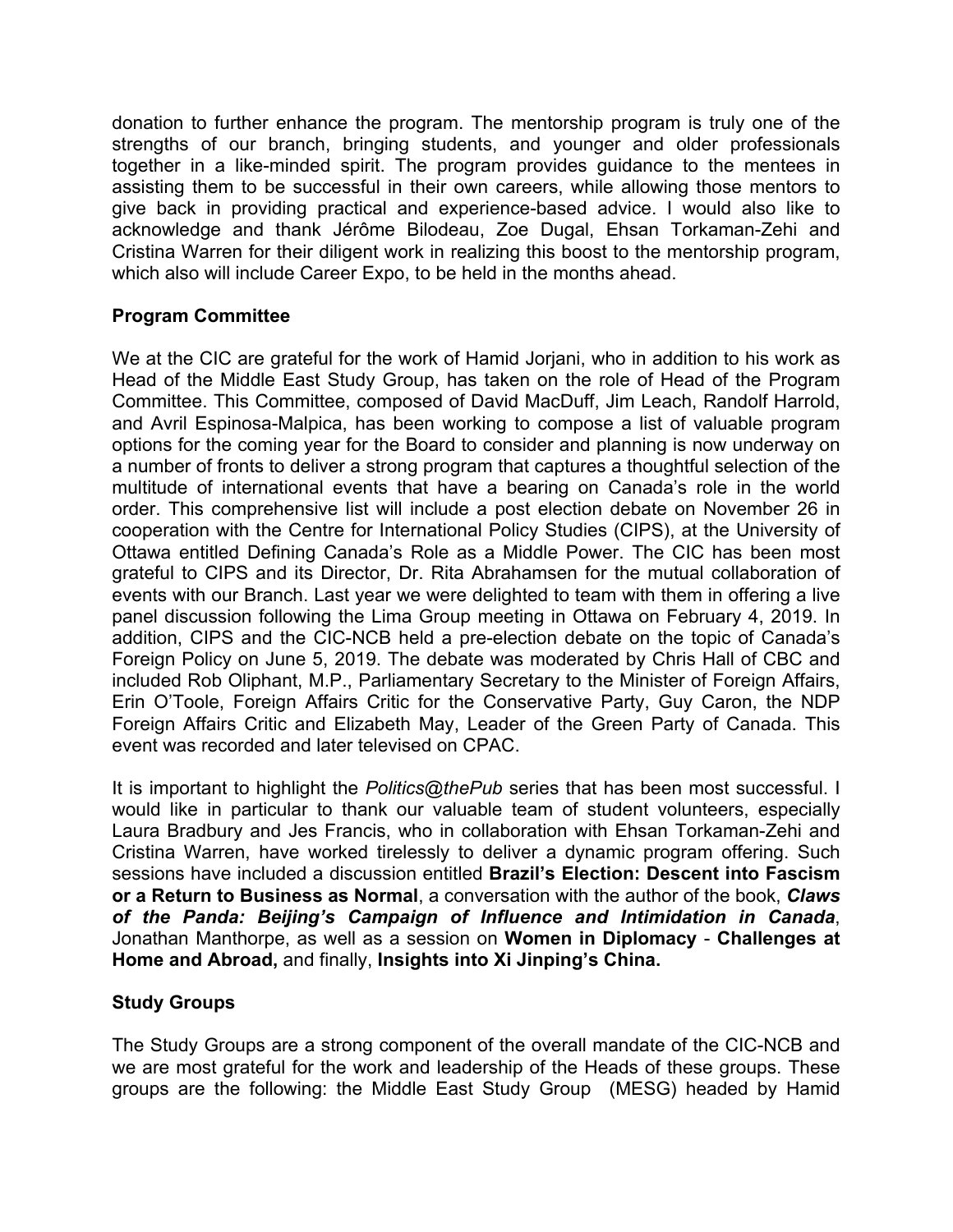donation to further enhance the program. The mentorship program is truly one of the strengths of our branch, bringing students, and younger and older professionals together in a like-minded spirit. The program provides guidance to the mentees in assisting them to be successful in their own careers, while allowing those mentors to give back in providing practical and experience-based advice. I would also like to acknowledge and thank Jérôme Bilodeau, Zoe Dugal, Ehsan Torkaman-Zehi and Cristina Warren for their diligent work in realizing this boost to the mentorship program, which also will include Career Expo, to be held in the months ahead.

**Program Committee**

We at the CIC are grateful for the work of Hamid Jorjani, who in addition to his work as Head of the Middle East Study Group, has taken on the role of Head of the Program Committee. This Committee, composed of David MacDuff, Jim Leach, Randolf Harrold, and Avril Espinosa-Malpica, has been working to compose a list of valuable program options for the coming year for the Board to consider and planning is now underway on a number of fronts to deliver a strong program that captures a thoughtful selection of the multitude of international events that have a bearing on Canada's role in the world order. This comprehensive list will include a post election debate on November 26 in cooperation with the Centre for International Policy Studies (CIPS), at the University of Ottawa entitled Defining Canada's Role as a Middle Power. The CIC has been most grateful to CIPS and its Director, Dr. Rita Abrahamsen for the mutual collaboration of events with our Branch. Last year we were delighted to team with them in offering a live panel discussion following the Lima Group meeting in Ottawa on February 4, 2019. In addition, CIPS and the CIC-NCB held a pre-election debate on the topic of Canada's Foreign Policy on June 5, 2019. The debate was moderated by Chris Hall of CBC and included Rob Oliphant, M.P., Parliamentary Secretary to the Minister of Foreign Affairs, Erin O'Toole, Foreign Affairs Critic for the Conservative Party, Guy Caron, the NDP Foreign Affairs Critic and Elizabeth May, Leader of the Green Party of Canada. This event was recorded and later televised on CPAC.

It is important to highlight the *Politics@thePub* series that has been most successful. I would like in particular to thank our valuable team of student volunteers, especially Laura Bradbury and Jes Francis, who in collaboration with Ehsan Torkaman-Zehi and Cristina Warren, have worked tirelessly to deliver a dynamic program offering. Such sessions have included a discussion entitled **Brazil's Election: Descent into Fascism or a Return to Business as Normal**, a conversation with the author of the book, ***Claws of the Panda: Beijing's Campaign of Influence and Intimidation in Canada***, Jonathan Manthorpe, as well as a session on **Women in Diplomacy** - **Challenges at Home and Abroad,** and finally, **Insights into Xi Jinping's China.**

**Study Groups**

The Study Groups are a strong component of the overall mandate of the CIC-NCB and we are most grateful for the work and leadership of the Heads of these groups. These groups are the following: the Middle East Study Group (MESG) headed by Hamid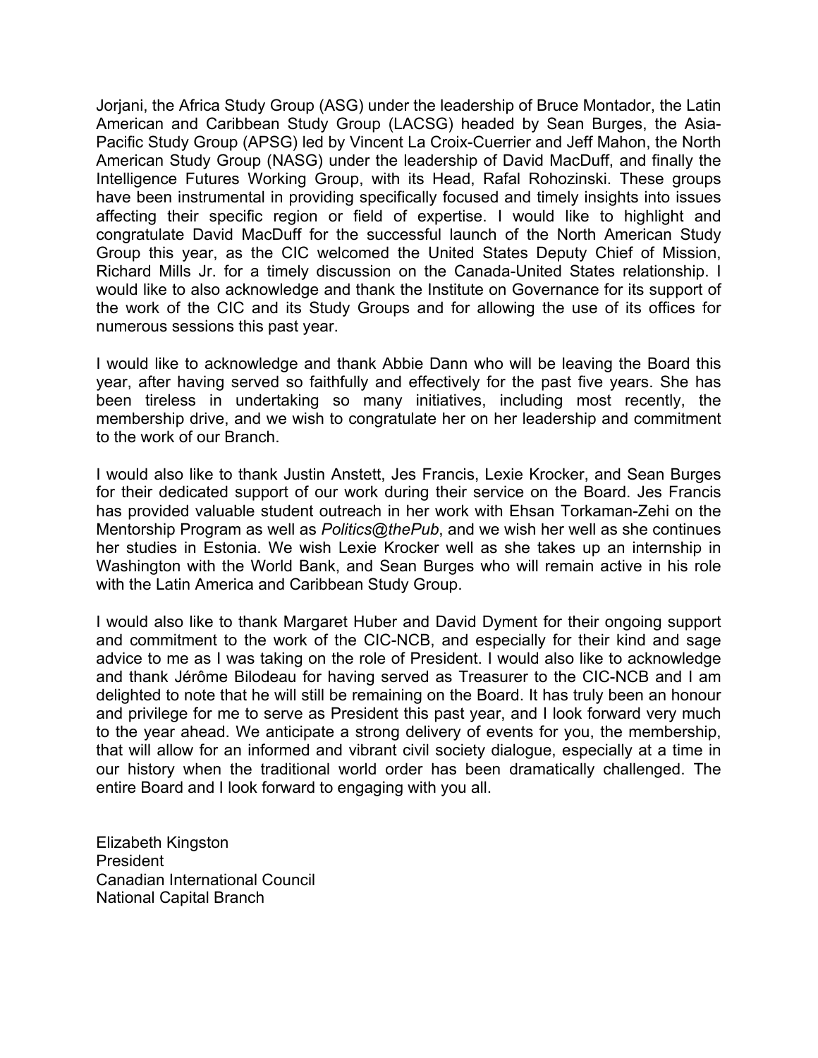Jorjani, the Africa Study Group (ASG) under the leadership of Bruce Montador, the Latin American and Caribbean Study Group (LACSG) headed by Sean Burges, the Asia-Pacific Study Group (APSG) led by Vincent La Croix-Cuerrier and Jeff Mahon, the North American Study Group (NASG) under the leadership of David MacDuff, and finally the Intelligence Futures Working Group, with its Head, Rafal Rohozinski. These groups have been instrumental in providing specifically focused and timely insights into issues affecting their specific region or field of expertise. I would like to highlight and congratulate David MacDuff for the successful launch of the North American Study Group this year, as the CIC welcomed the United States Deputy Chief of Mission, Richard Mills Jr. for a timely discussion on the Canada-United States relationship. I would like to also acknowledge and thank the Institute on Governance for its support of the work of the CIC and its Study Groups and for allowing the use of its offices for numerous sessions this past year.

I would like to acknowledge and thank Abbie Dann who will be leaving the Board this year, after having served so faithfully and effectively for the past five years. She has been tireless in undertaking so many initiatives, including most recently, the membership drive, and we wish to congratulate her on her leadership and commitment to the work of our Branch.

I would also like to thank Justin Anstett, Jes Francis, Lexie Krocker, and Sean Burges for their dedicated support of our work during their service on the Board. Jes Francis has provided valuable student outreach in her work with Ehsan Torkaman-Zehi on the Mentorship Program as well as *Politics@thePub*, and we wish her well as she continues her studies in Estonia. We wish Lexie Krocker well as she takes up an internship in Washington with the World Bank, and Sean Burges who will remain active in his role with the Latin America and Caribbean Study Group.

I would also like to thank Margaret Huber and David Dyment for their ongoing support and commitment to the work of the CIC-NCB, and especially for their kind and sage advice to me as I was taking on the role of President. I would also like to acknowledge and thank Jérôme Bilodeau for having served as Treasurer to the CIC-NCB and I am delighted to note that he will still be remaining on the Board. It has truly been an honour and privilege for me to serve as President this past year, and I look forward very much to the year ahead. We anticipate a strong delivery of events for you, the membership, that will allow for an informed and vibrant civil society dialogue, especially at a time in our history when the traditional world order has been dramatically challenged. The entire Board and I look forward to engaging with you all.

Elizabeth Kingston
President
Canadian International Council
National Capital Branch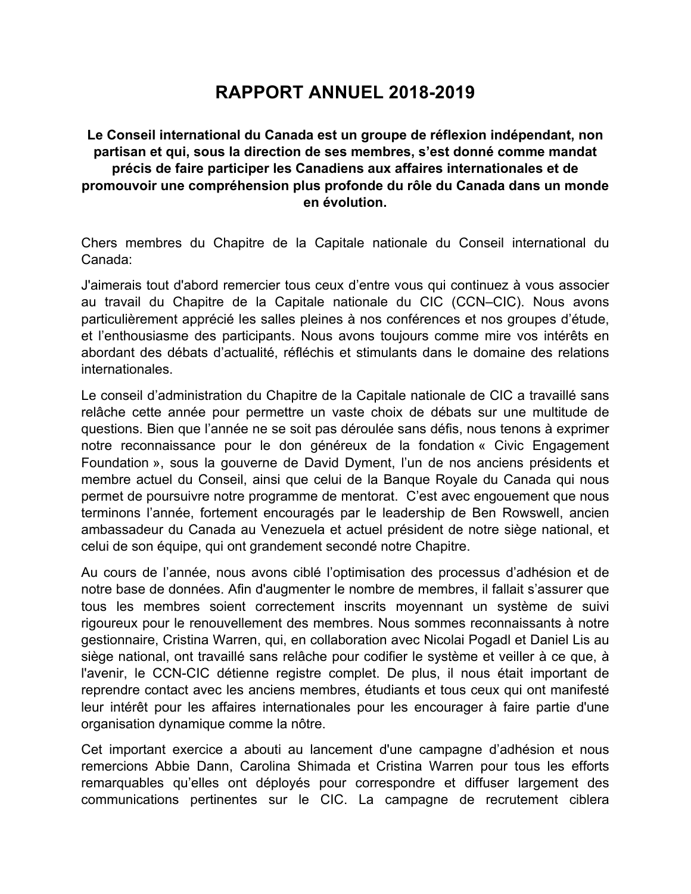# RAPPORT ANNUEL 2018-2019

**Le Conseil international du Canada est un groupe de réflexion indépendant, non partisan et qui, sous la direction de ses membres, s'est donné comme mandat précis de faire participer les Canadiens aux affaires internationales et de promouvoir une compréhension plus profonde du rôle du Canada dans un monde en évolution.**

Chers membres du Chapitre de la Capitale nationale du Conseil international du Canada:

J'aimerais tout d'abord remercier tous ceux d'entre vous qui continuez à vous associer au travail du Chapitre de la Capitale nationale du CIC (CCN–CIC). Nous avons particulièrement apprécié les salles pleines à nos conférences et nos groupes d'étude, et l'enthousiasme des participants. Nous avons toujours comme mire vos intérêts en abordant des débats d'actualité, réfléchis et stimulants dans le domaine des relations internationales.

Le conseil d'administration du Chapitre de la Capitale nationale de CIC a travaillé sans relâche cette année pour permettre un vaste choix de débats sur une multitude de questions. Bien que l'année ne se soit pas déroulée sans défis, nous tenons à exprimer notre reconnaissance pour le don généreux de la fondation « Civic Engagement Foundation », sous la gouverne de David Dyment, l'un de nos anciens présidents et membre actuel du Conseil, ainsi que celui de la Banque Royale du Canada qui nous permet de poursuivre notre programme de mentorat. C'est avec engouement que nous terminons l'année, fortement encouragés par le leadership de Ben Rowswell, ancien ambassadeur du Canada au Venezuela et actuel président de notre siège national, et celui de son équipe, qui ont grandement secondé notre Chapitre.

Au cours de l'année, nous avons ciblé l'optimisation des processus d'adhésion et de notre base de données. Afin d'augmenter le nombre de membres, il fallait s'assurer que tous les membres soient correctement inscrits moyennant un système de suivi rigoureux pour le renouvellement des membres. Nous sommes reconnaissants à notre gestionnaire, Cristina Warren, qui, en collaboration avec Nicolai Pogadl et Daniel Lis au siège national, ont travaillé sans relâche pour codifier le système et veiller à ce que, à l'avenir, le CCN-CIC détienne registre complet. De plus, il nous était important de reprendre contact avec les anciens membres, étudiants et tous ceux qui ont manifesté leur intérêt pour les affaires internationales pour les encourager à faire partie d'une organisation dynamique comme la nôtre.

Cet important exercice a abouti au lancement d'une campagne d'adhésion et nous remercions Abbie Dann, Carolina Shimada et Cristina Warren pour tous les efforts remarquables qu'elles ont déployés pour correspondre et diffuser largement des communications pertinentes sur le CIC. La campagne de recrutement ciblera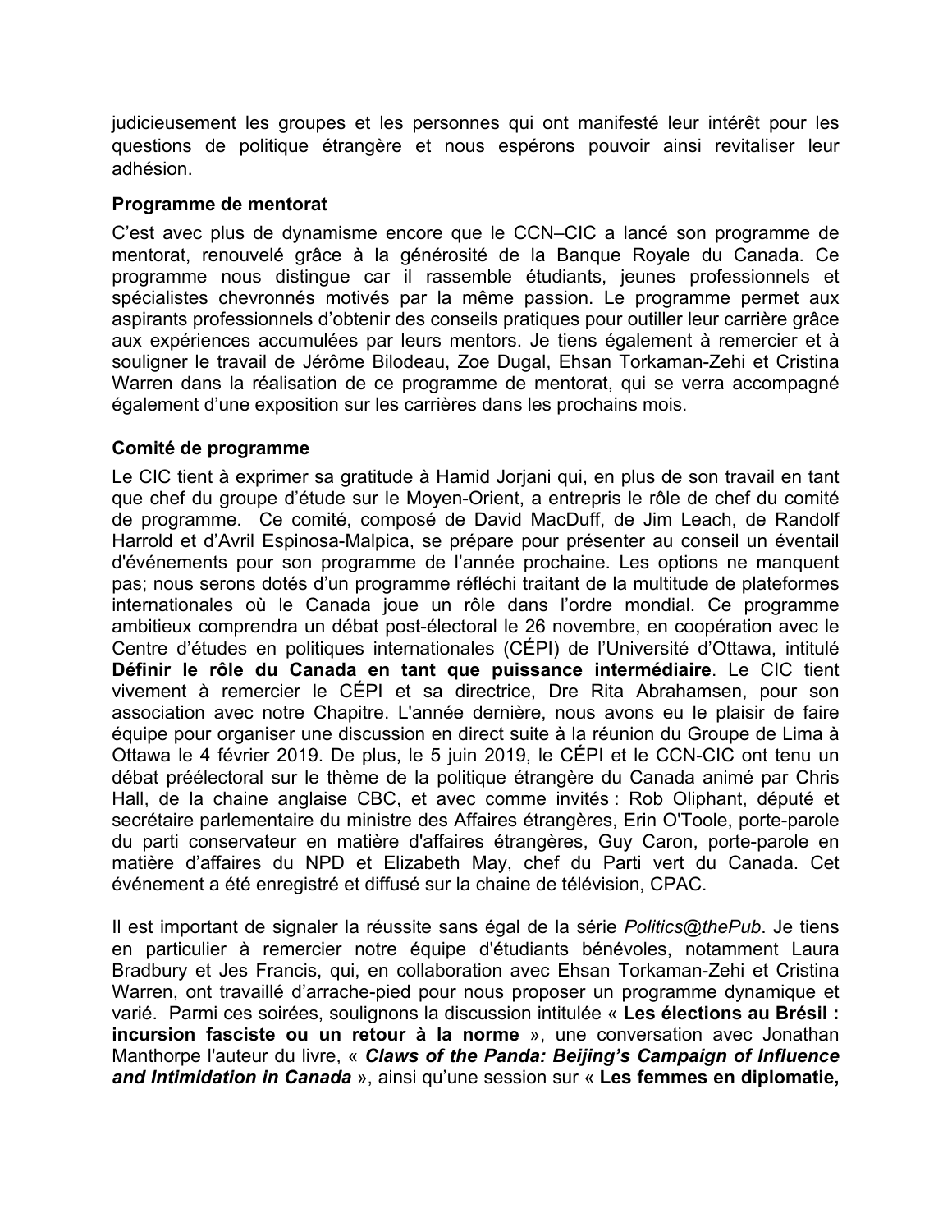judicieusement les groupes et les personnes qui ont manifesté leur intérêt pour les questions de politique étrangère et nous espérons pouvoir ainsi revitaliser leur adhésion.

**Programme de mentorat**

C'est avec plus de dynamisme encore que le CCN–CIC a lancé son programme de mentorat, renouvelé grâce à la générosité de la Banque Royale du Canada. Ce programme nous distingue car il rassemble étudiants, jeunes professionnels et spécialistes chevronnés motivés par la même passion. Le programme permet aux aspirants professionnels d'obtenir des conseils pratiques pour outiller leur carrière grâce aux expériences accumulées par leurs mentors. Je tiens également à remercier et à souligner le travail de Jérôme Bilodeau, Zoe Dugal, Ehsan Torkaman-Zehi et Cristina Warren dans la réalisation de ce programme de mentorat, qui se verra accompagné également d'une exposition sur les carrières dans les prochains mois.

**Comité de programme**

Le CIC tient à exprimer sa gratitude à Hamid Jorjani qui, en plus de son travail en tant que chef du groupe d'étude sur le Moyen-Orient, a entrepris le rôle de chef du comité de programme. Ce comité, composé de David MacDuff, de Jim Leach, de Randolf Harrold et d'Avril Espinosa-Malpica, se prépare pour présenter au conseil un éventail d'événements pour son programme de l'année prochaine. Les options ne manquent pas; nous serons dotés d'un programme réfléchi traitant de la multitude de plateformes internationales où le Canada joue un rôle dans l'ordre mondial. Ce programme ambitieux comprendra un débat post-électoral le 26 novembre, en coopération avec le Centre d'études en politiques internationales (CÉPI) de l'Université d'Ottawa, intitulé **Définir le rôle du Canada en tant que puissance intermédiaire**. Le CIC tient vivement à remercier le CÉPI et sa directrice, Dre Rita Abrahamsen, pour son association avec notre Chapitre. L'année dernière, nous avons eu le plaisir de faire équipe pour organiser une discussion en direct suite à la réunion du Groupe de Lima à Ottawa le 4 février 2019. De plus, le 5 juin 2019, le CÉPI et le CCN-CIC ont tenu un débat préélectoral sur le thème de la politique étrangère du Canada animé par Chris Hall, de la chaine anglaise CBC, et avec comme invités : Rob Oliphant, député et secrétaire parlementaire du ministre des Affaires étrangères, Erin O'Toole, porte-parole du parti conservateur en matière d'affaires étrangères, Guy Caron, porte-parole en matière d'affaires du NPD et Elizabeth May, chef du Parti vert du Canada. Cet événement a été enregistré et diffusé sur la chaine de télévision, CPAC.

Il est important de signaler la réussite sans égal de la série *Politics@thePub*. Je tiens en particulier à remercier notre équipe d'étudiants bénévoles, notamment Laura Bradbury et Jes Francis, qui, en collaboration avec Ehsan Torkaman-Zehi et Cristina Warren, ont travaillé d'arrache-pied pour nous proposer un programme dynamique et varié. Parmi ces soirées, soulignons la discussion intitulée « **Les élections au Brésil : incursion fasciste ou un retour à la norme** », une conversation avec Jonathan Manthorpe l'auteur du livre, « ***Claws of the Panda: Beijing's Campaign of Influence and Intimidation in Canada*** », ainsi qu'une session sur « **Les femmes en diplomatie,**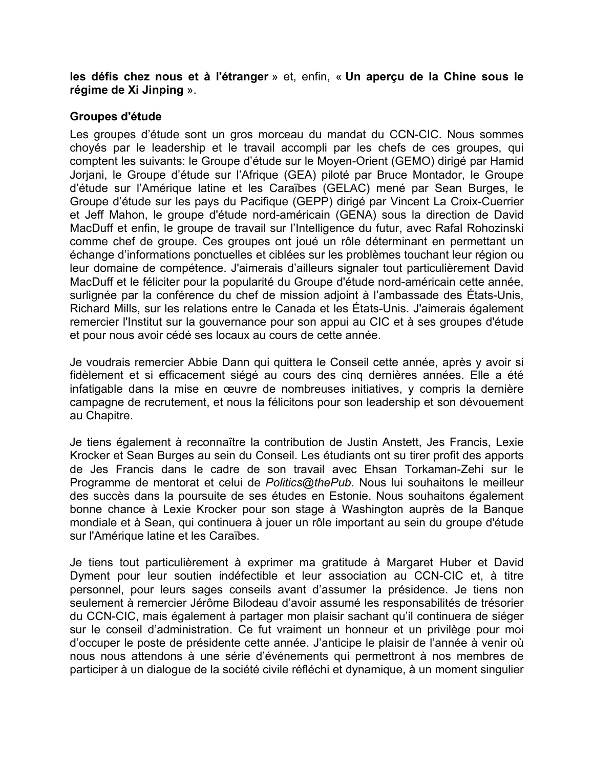**les défis chez nous et à l'étranger** » et, enfin, « **Un aperçu de la Chine sous le régime de Xi Jinping** ».

**Groupes d'étude**

Les groupes d'étude sont un gros morceau du mandat du CCN-CIC. Nous sommes choyés par le leadership et le travail accompli par les chefs de ces groupes, qui comptent les suivants: le Groupe d'étude sur le Moyen-Orient (GEMO) dirigé par Hamid Jorjani, le Groupe d'étude sur l'Afrique (GEA) piloté par Bruce Montador, le Groupe d'étude sur l'Amérique latine et les Caraïbes (GELAC) mené par Sean Burges, le Groupe d'étude sur les pays du Pacifique (GEPP) dirigé par Vincent La Croix-Cuerrier et Jeff Mahon, le groupe d'étude nord-américain (GENA) sous la direction de David MacDuff et enfin, le groupe de travail sur l'Intelligence du futur, avec Rafal Rohozinski comme chef de groupe. Ces groupes ont joué un rôle déterminant en permettant un échange d'informations ponctuelles et ciblées sur les problèmes touchant leur région ou leur domaine de compétence. J'aimerais d'ailleurs signaler tout particulièrement David MacDuff et le féliciter pour la popularité du Groupe d'étude nord-américain cette année, surlignée par la conférence du chef de mission adjoint à l'ambassade des États-Unis, Richard Mills, sur les relations entre le Canada et les États-Unis. J'aimerais également remercier l'Institut sur la gouvernance pour son appui au CIC et à ses groupes d'étude et pour nous avoir cédé ses locaux au cours de cette année.

Je voudrais remercier Abbie Dann qui quittera le Conseil cette année, après y avoir si fidèlement et si efficacement siégé au cours des cinq dernières années. Elle a été infatigable dans la mise en œuvre de nombreuses initiatives, y compris la dernière campagne de recrutement, et nous la félicitons pour son leadership et son dévouement au Chapitre.

Je tiens également à reconnaître la contribution de Justin Anstett, Jes Francis, Lexie Krocker et Sean Burges au sein du Conseil. Les étudiants ont su tirer profit des apports de Jes Francis dans le cadre de son travail avec Ehsan Torkaman-Zehi sur le Programme de mentorat et celui de *Politics@thePub*. Nous lui souhaitons le meilleur des succès dans la poursuite de ses études en Estonie. Nous souhaitons également bonne chance à Lexie Krocker pour son stage à Washington auprès de la Banque mondiale et à Sean, qui continuera à jouer un rôle important au sein du groupe d'étude sur l'Amérique latine et les Caraïbes.

Je tiens tout particulièrement à exprimer ma gratitude à Margaret Huber et David Dyment pour leur soutien indéfectible et leur association au CCN-CIC et, à titre personnel, pour leurs sages conseils avant d'assumer la présidence. Je tiens non seulement à remercier Jérôme Bilodeau d'avoir assumé les responsabilités de trésorier du CCN-CIC, mais également à partager mon plaisir sachant qu'il continuera de siéger sur le conseil d'administration. Ce fut vraiment un honneur et un privilège pour moi d'occuper le poste de présidente cette année. J'anticipe le plaisir de l'année à venir où nous nous attendons à une série d'événements qui permettront à nos membres de participer à un dialogue de la société civile réfléchi et dynamique, à un moment singulier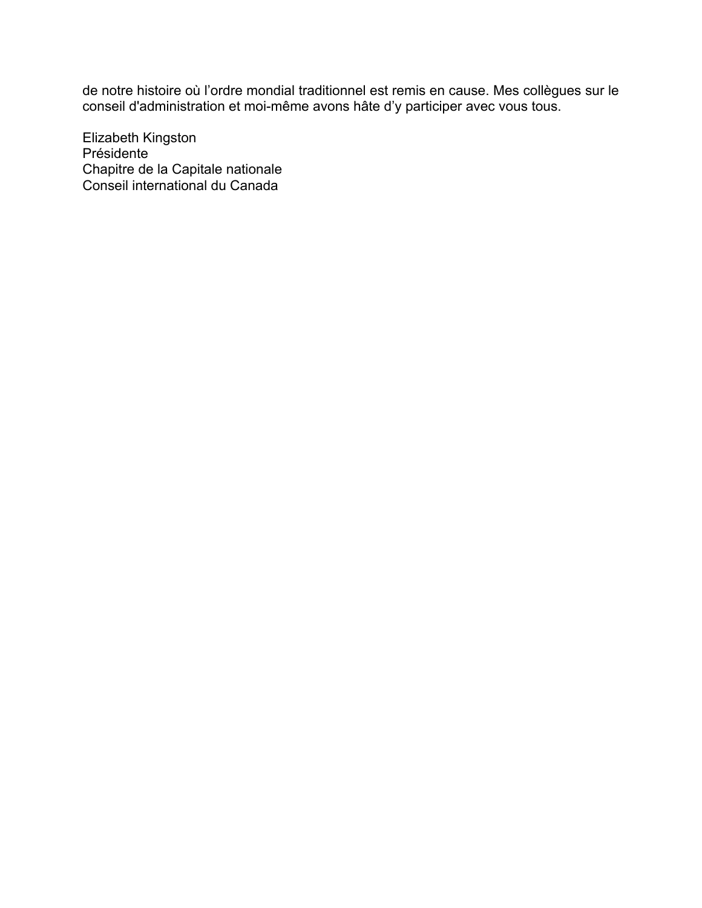de notre histoire où l'ordre mondial traditionnel est remis en cause. Mes collègues sur le conseil d'administration et moi-même avons hâte d'y participer avec vous tous.

Elizabeth Kingston  
Présidente  
Chapitre de la Capitale nationale  
Conseil international du Canada